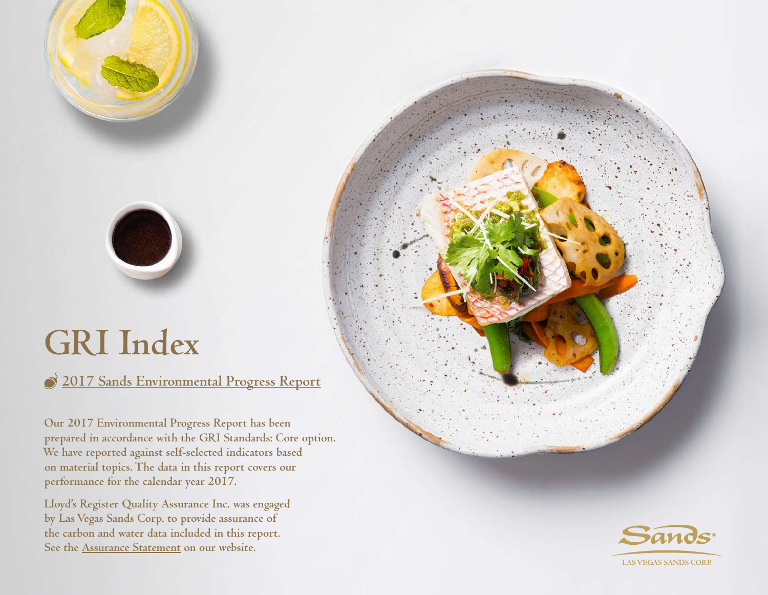# GRI Index

## 2017 Sands Environmental Progress Report

**Our 2017 Environmental Progress Report has been prepared in accordance with the GRI Standards: Core option. We have reported against self-selected indicators based on material topics. The data in this report covers our performance for the calendar year 2017.**

**Lloyd's Register Quality Assurance Inc. was engaged by Las Vegas Sands Corp. to provide assurance of the carbon and water data included in this report. See the Assurance Statement on our website.**

Sands®
LAS VEGAS SANDS CORP.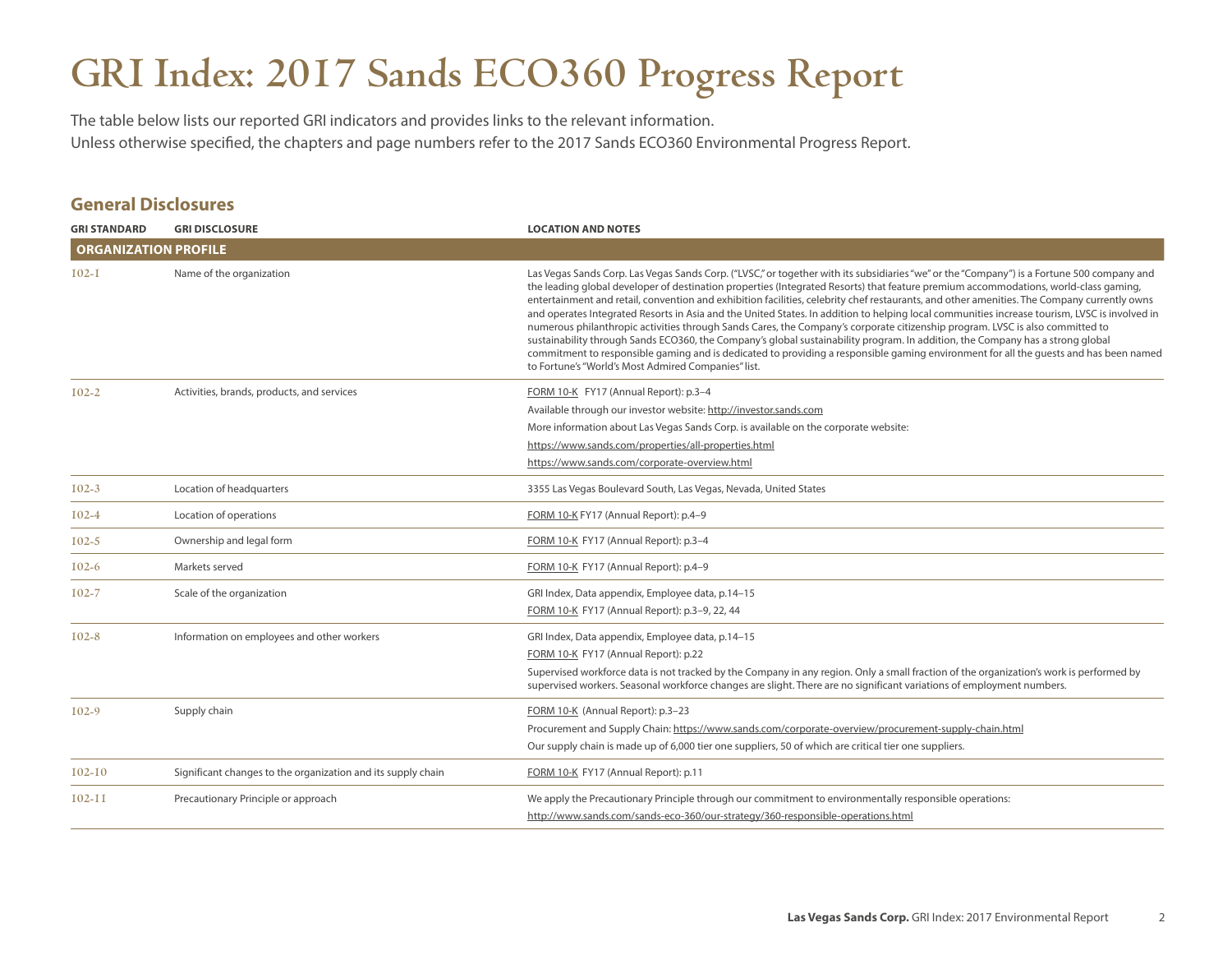# GRI Index: 2017 Sands ECO360 Progress Report

The table below lists our reported GRI indicators and provides links to the relevant information.
Unless otherwise specified, the chapters and page numbers refer to the 2017 Sands ECO360 Environmental Progress Report.

## General Disclosures

| GRI STANDARD | GRI DISCLOSURE | LOCATION AND NOTES |
|---|---|---|
| **ORGANIZATION PROFILE** | | |
| 102-1 | Name of the organization | Las Vegas Sands Corp. Las Vegas Sands Corp. ("LVSC," or together with its subsidiaries "we" or the "Company") is a Fortune 500 company and the leading global developer of destination properties (Integrated Resorts) that feature premium accommodations, world-class gaming, entertainment and retail, convention and exhibition facilities, celebrity chef restaurants, and other amenities. The Company currently owns and operates Integrated Resorts in Asia and the United States. In addition to helping local communities increase tourism, LVSC is involved in numerous philanthropic activities through Sands Cares, the Company's corporate citizenship program. LVSC is also committed to sustainability through Sands ECO360, the Company's global sustainability program. In addition, the Company has a strong global commitment to responsible gaming and is dedicated to providing a responsible gaming environment for all the guests and has been named to Fortune's "World's Most Admired Companies" list. |
| 102-2 | Activities, brands, products, and services | FORM 10-K FY17 (Annual Report): p.3–4<br>Available through our investor website: http://investor.sands.com<br>More information about Las Vegas Sands Corp. is available on the corporate website:<br>https://www.sands.com/properties/all-properties.html<br>https://www.sands.com/corporate-overview.html |
| 102-3 | Location of headquarters | 3355 Las Vegas Boulevard South, Las Vegas, Nevada, United States |
| 102-4 | Location of operations | FORM 10-K FY17 (Annual Report): p.4–9 |
| 102-5 | Ownership and legal form | FORM 10-K FY17 (Annual Report): p.3–4 |
| 102-6 | Markets served | FORM 10-K FY17 (Annual Report): p.4–9 |
| 102-7 | Scale of the organization | GRI Index, Data appendix, Employee data, p.14–15<br>FORM 10-K FY17 (Annual Report): p.3–9, 22, 44 |
| 102-8 | Information on employees and other workers | GRI Index, Data appendix, Employee data, p.14–15<br>FORM 10-K FY17 (Annual Report): p.22<br>Supervised workforce data is not tracked by the Company in any region. Only a small fraction of the organization's work is performed by supervised workers. Seasonal workforce changes are slight. There are no significant variations of employment numbers. |
| 102-9 | Supply chain | FORM 10-K (Annual Report): p.3–23<br>Procurement and Supply Chain: https://www.sands.com/corporate-overview/procurement-supply-chain.html<br>Our supply chain is made up of 6,000 tier one suppliers, 50 of which are critical tier one suppliers. |
| 102-10 | Significant changes to the organization and its supply chain | FORM 10-K FY17 (Annual Report): p.11 |
| 102-11 | Precautionary Principle or approach | We apply the Precautionary Principle through our commitment to environmentally responsible operations:<br>http://www.sands.com/sands-eco-360/our-strategy/360-responsible-operations.html |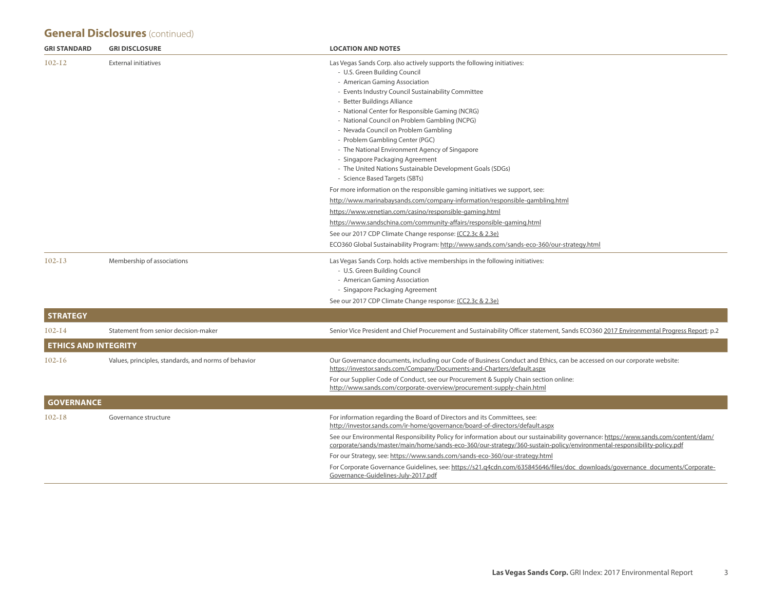## General Disclosures (continued)

| GRI STANDARD | GRI DISCLOSURE | LOCATION AND NOTES |
|---|---|---|
| 102-12 | External initiatives | Las Vegas Sands Corp. also actively supports the following initiatives:<br>- U.S. Green Building Council<br>- American Gaming Association<br>- Events Industry Council Sustainability Committee<br>- Better Buildings Alliance<br>- National Center for Responsible Gaming (NCRG)<br>- National Council on Problem Gambling (NCPG)<br>- Nevada Council on Problem Gambling<br>- Problem Gambling Center (PGC)<br>- The National Environment Agency of Singapore<br>- Singapore Packaging Agreement<br>- The United Nations Sustainable Development Goals (SDGs)<br>- Science Based Targets (SBTs)<br>For more information on the responsible gaming initiatives we support, see:<br>http://www.marinabaysands.com/company-information/responsible-gambling.html<br>https://www.venetian.com/casino/responsible-gaming.html<br>https://www.sandschina.com/community-affairs/responsible-gaming.html<br>See our 2017 CDP Climate Change response: (CC2.3c & 2.3e)<br>ECO360 Global Sustainability Program: http://www.sands.com/sands-eco-360/our-strategy.html |
| 102-13 | Membership of associations | Las Vegas Sands Corp. holds active memberships in the following initiatives:<br>- U.S. Green Building Council<br>- American Gaming Association<br>- Singapore Packaging Agreement<br>See our 2017 CDP Climate Change response: (CC2.3c & 2.3e) |
| **STRATEGY** | | |
| 102-14 | Statement from senior decision-maker | Senior Vice President and Chief Procurement and Sustainability Officer statement, Sands ECO360 2017 Environmental Progress Report: p.2 |
| **ETHICS AND INTEGRITY** | | |
| 102-16 | Values, principles, standards, and norms of behavior | Our Governance documents, including our Code of Business Conduct and Ethics, can be accessed on our corporate website: https://investor.sands.com/Company/Documents-and-Charters/default.aspx<br>For our Supplier Code of Conduct, see our Procurement & Supply Chain section online: http://www.sands.com/corporate-overview/procurement-supply-chain.html |
| **GOVERNANCE** | | |
| 102-18 | Governance structure | For information regarding the Board of Directors and its Committees, see: http://investor.sands.com/ir-home/governance/board-of-directors/default.aspx<br>See our Environmental Responsibility Policy for information about our sustainability governance: https://www.sands.com/content/dam/corporate/sands/master/main/home/sands-eco-360/our-strategy/360-sustain-policy/environmental-responsibility-policy.pdf<br>For our Strategy, see: https://www.sands.com/sands-eco-360/our-strategy.html<br>For Corporate Governance Guidelines, see: https://s21.q4cdn.com/635845646/files/doc_downloads/governance_documents/Corporate-Governance-Guidelines-July-2017.pdf |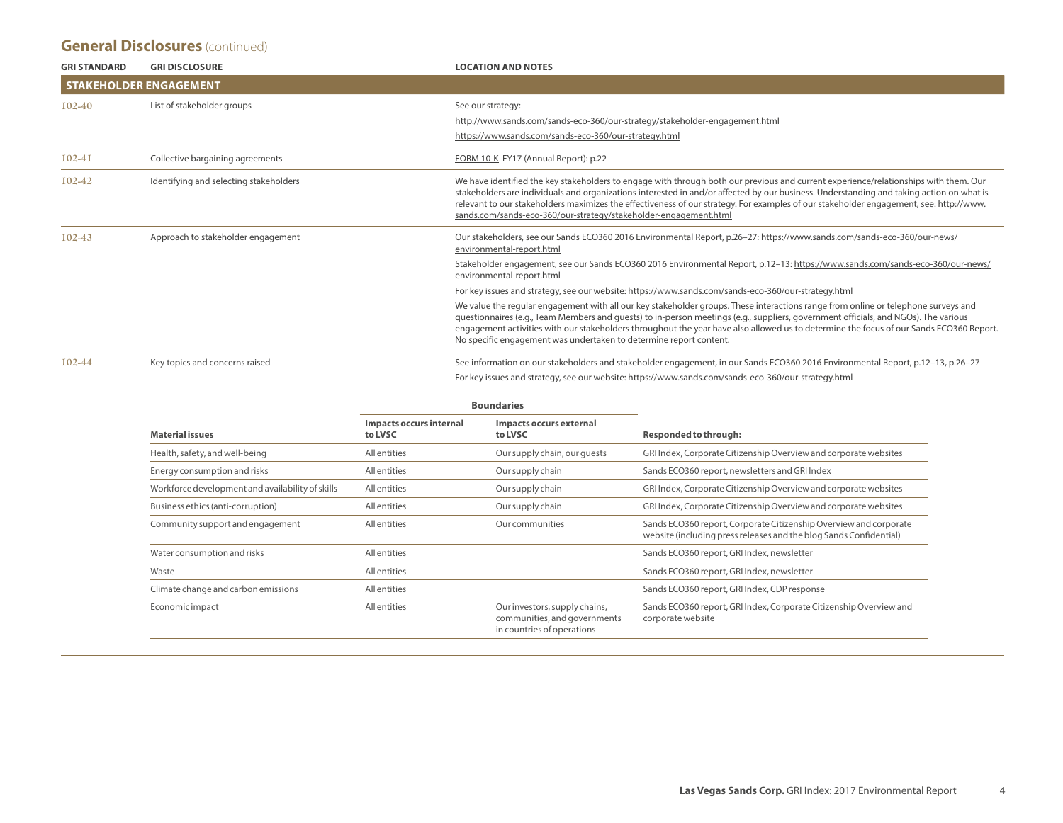## General Disclosures (continued)

| GRI STANDARD | GRI DISCLOSURE | LOCATION AND NOTES |
|---|---|---|
| **STAKEHOLDER ENGAGEMENT** | | |
| 102-40 | List of stakeholder groups | See our strategy:<br>http://www.sands.com/sands-eco-360/our-strategy/stakeholder-engagement.html<br>https://www.sands.com/sands-eco-360/our-strategy.html |
| 102-41 | Collective bargaining agreements | FORM 10-K FY17 (Annual Report): p.22 |
| 102-42 | Identifying and selecting stakeholders | We have identified the key stakeholders to engage with through both our previous and current experience/relationships with them. Our stakeholders are individuals and organizations interested in and/or affected by our business. Understanding and taking action on what is relevant to our stakeholders maximizes the effectiveness of our strategy. For examples of our stakeholder engagement, see: http://www.sands.com/sands-eco-360/our-strategy/stakeholder-engagement.html |
| 102-43 | Approach to stakeholder engagement | Our stakeholders, see our Sands ECO360 2016 Environmental Report, p.26–27: https://www.sands.com/sands-eco-360/our-news/environmental-report.html<br>Stakeholder engagement, see our Sands ECO360 2016 Environmental Report, p.12–13: https://www.sands.com/sands-eco-360/our-news/environmental-report.html<br>For key issues and strategy, see our website: https://www.sands.com/sands-eco-360/our-strategy.html<br>We value the regular engagement with all our key stakeholder groups. These interactions range from online or telephone surveys and questionnaires (e.g., Team Members and guests) to in-person meetings (e.g., suppliers, government officials, and NGOs). The various engagement activities with our stakeholders throughout the year have also allowed us to determine the focus of our Sands ECO360 Report. No specific engagement was undertaken to determine report content. |
| 102-44 | Key topics and concerns raised | See information on our stakeholders and stakeholder engagement, in our Sands ECO360 2016 Environmental Report, p.12–13, p.26–27<br>For key issues and strategy, see our website: https://www.sands.com/sands-eco-360/our-strategy.html |

| | Boundaries | | |
|---|---|---|---|
| **Material issues** | **Impacts occurs internal to LVSC** | **Impacts occurs external to LVSC** | **Responded to through:** |
| Health, safety, and well-being | All entities | Our supply chain, our guests | GRI Index, Corporate Citizenship Overview and corporate websites |
| Energy consumption and risks | All entities | Our supply chain | Sands ECO360 report, newsletters and GRI Index |
| Workforce development and availability of skills | All entities | Our supply chain | GRI Index, Corporate Citizenship Overview and corporate websites |
| Business ethics (anti-corruption) | All entities | Our supply chain | GRI Index, Corporate Citizenship Overview and corporate websites |
| Community support and engagement | All entities | Our communities | Sands ECO360 report, Corporate Citizenship Overview and corporate website (including press releases and the blog Sands Confidential) |
| Water consumption and risks | All entities | | Sands ECO360 report, GRI Index, newsletter |
| Waste | All entities | | Sands ECO360 report, GRI Index, newsletter |
| Climate change and carbon emissions | All entities | | Sands ECO360 report, GRI Index, CDP response |
| Economic impact | All entities | Our investors, supply chains, communities, and governments in countries of operations | Sands ECO360 report, GRI Index, Corporate Citizenship Overview and corporate website |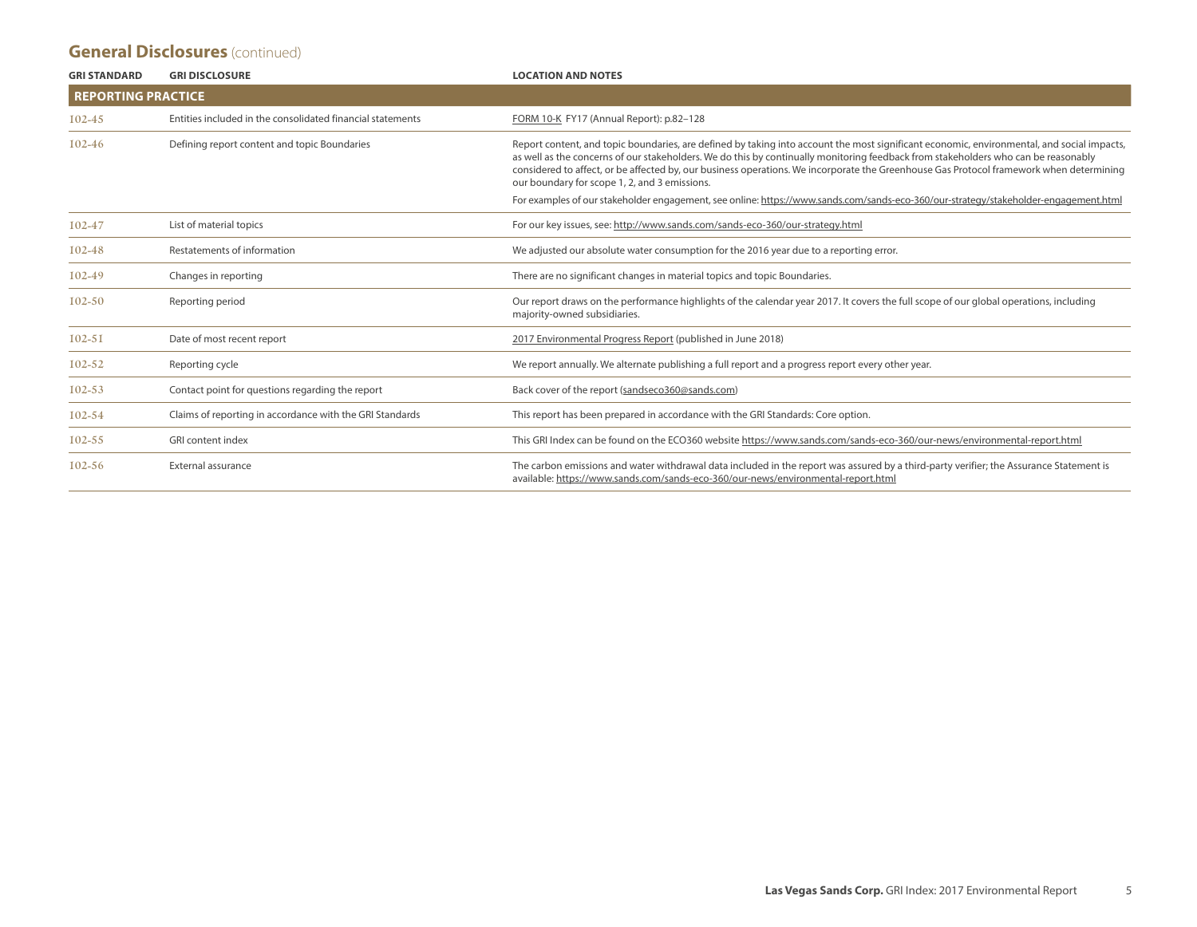## General Disclosures (continued)

| GRI STANDARD | GRI DISCLOSURE | LOCATION AND NOTES |
|---|---|---|
| **REPORTING PRACTICE** | | |
| 102-45 | Entities included in the consolidated financial statements | FORM 10-K FY17 (Annual Report): p.82–128 |
| 102-46 | Defining report content and topic Boundaries | Report content, and topic boundaries, are defined by taking into account the most significant economic, environmental, and social impacts, as well as the concerns of our stakeholders. We do this by continually monitoring feedback from stakeholders who can be reasonably considered to affect, or be affected by, our business operations. We incorporate the Greenhouse Gas Protocol framework when determining our boundary for scope 1, 2, and 3 emissions.<br><br>For examples of our stakeholder engagement, see online: https://www.sands.com/sands-eco-360/our-strategy/stakeholder-engagement.html |
| 102-47 | List of material topics | For our key issues, see: http://www.sands.com/sands-eco-360/our-strategy.html |
| 102-48 | Restatements of information | We adjusted our absolute water consumption for the 2016 year due to a reporting error. |
| 102-49 | Changes in reporting | There are no significant changes in material topics and topic Boundaries. |
| 102-50 | Reporting period | Our report draws on the performance highlights of the calendar year 2017. It covers the full scope of our global operations, including majority-owned subsidiaries. |
| 102-51 | Date of most recent report | 2017 Environmental Progress Report (published in June 2018) |
| 102-52 | Reporting cycle | We report annually. We alternate publishing a full report and a progress report every other year. |
| 102-53 | Contact point for questions regarding the report | Back cover of the report (sandseco360@sands.com) |
| 102-54 | Claims of reporting in accordance with the GRI Standards | This report has been prepared in accordance with the GRI Standards: Core option. |
| 102-55 | GRI content index | This GRI Index can be found on the ECO360 website https://www.sands.com/sands-eco-360/our-news/environmental-report.html |
| 102-56 | External assurance | The carbon emissions and water withdrawal data included in the report was assured by a third-party verifier; the Assurance Statement is available: https://www.sands.com/sands-eco-360/our-news/environmental-report.html |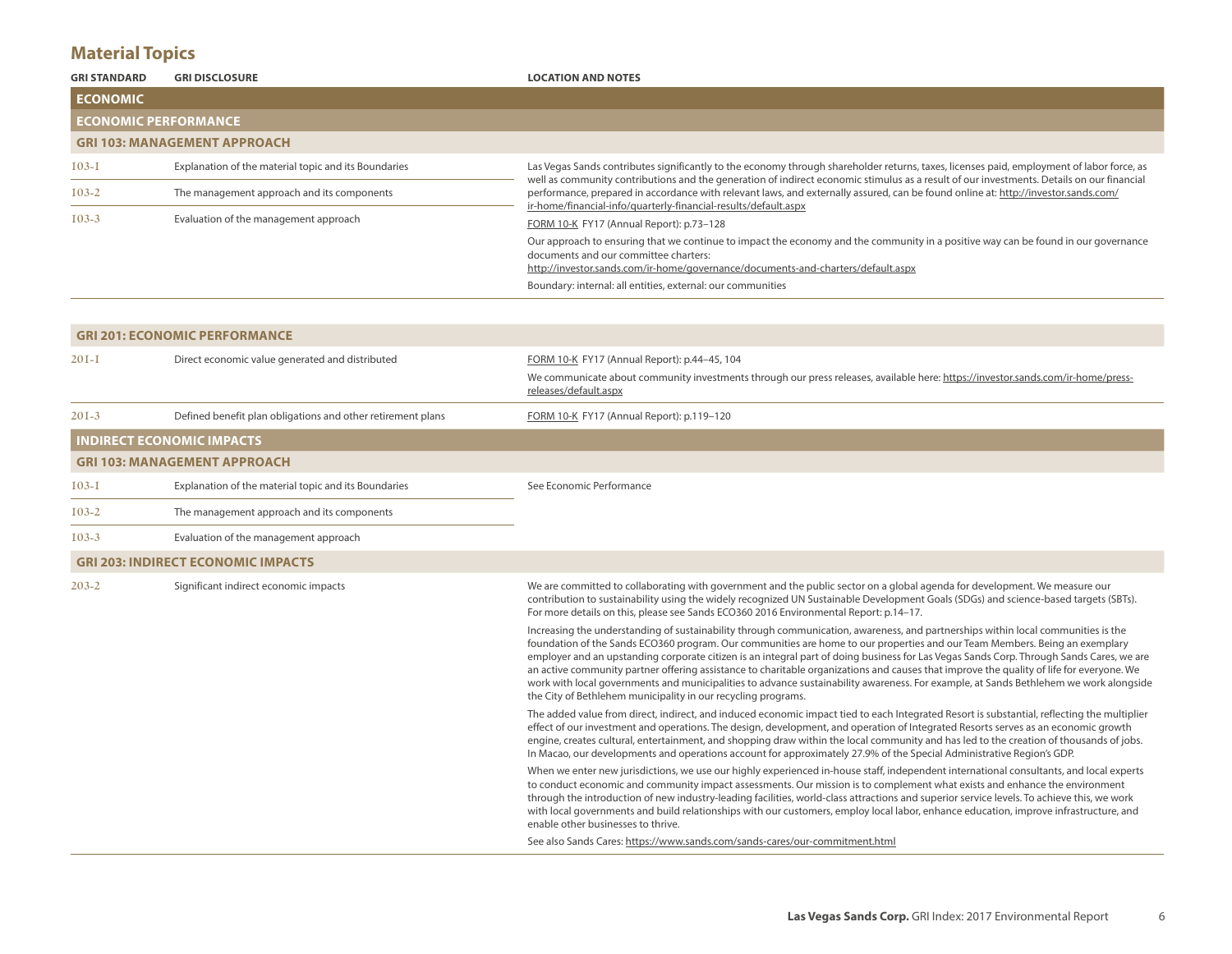## Material Topics

| GRI STANDARD | GRI DISCLOSURE | LOCATION AND NOTES |
|---|---|---|
| **ECONOMIC** | | |
| **ECONOMIC PERFORMANCE** | | |
| **GRI 103: MANAGEMENT APPROACH** | | |
| 103-1 | Explanation of the material topic and its Boundaries | Las Vegas Sands contributes significantly to the economy through shareholder returns, taxes, licenses paid, employment of labor force, as well as community contributions and the generation of indirect economic stimulus as a result of our investments. Details on our financial performance, prepared in accordance with relevant laws, and externally assured, can be found online at: http://investor.sands.com/ir-home/financial-info/quarterly-financial-results/default.aspx<br>FORM 10-K FY17 (Annual Report): p.73–128<br>Our approach to ensuring that we continue to impact the economy and the community in a positive way can be found in our governance documents and our committee charters: http://investor.sands.com/ir-home/governance/documents-and-charters/default.aspx<br>Boundary: internal: all entities, external: our communities |
| 103-2 | The management approach and its components | |
| 103-3 | Evaluation of the management approach | |
| **GRI 201: ECONOMIC PERFORMANCE** | | |
| 201-1 | Direct economic value generated and distributed | FORM 10-K FY17 (Annual Report): p.44–45, 104<br>We communicate about community investments through our press releases, available here: https://investor.sands.com/ir-home/press-releases/default.aspx |
| 201-3 | Defined benefit plan obligations and other retirement plans | FORM 10-K FY17 (Annual Report): p.119–120 |
| **INDIRECT ECONOMIC IMPACTS** | | |
| **GRI 103: MANAGEMENT APPROACH** | | |
| 103-1 | Explanation of the material topic and its Boundaries | See Economic Performance |
| 103-2 | The management approach and its components | |
| 103-3 | Evaluation of the management approach | |
| **GRI 203: INDIRECT ECONOMIC IMPACTS** | | |
| 203-2 | Significant indirect economic impacts | We are committed to collaborating with government and the public sector on a global agenda for development. We measure our contribution to sustainability using the widely recognized UN Sustainable Development Goals (SDGs) and science-based targets (SBTs). For more details on this, please see Sands ECO360 2016 Environmental Report: p.14–17.<br>Increasing the understanding of sustainability through communication, awareness, and partnerships within local communities is the foundation of the Sands ECO360 program. Our communities are home to our properties and our Team Members. Being an exemplary employer and an upstanding corporate citizen is an integral part of doing business for Las Vegas Sands Corp. Through Sands Cares, we are an active community partner offering assistance to charitable organizations and causes that improve the quality of life for everyone. We work with local governments and municipalities to advance sustainability awareness. For example, at Sands Bethlehem we work alongside the City of Bethlehem municipality in our recycling programs.<br>The added value from direct, indirect, and induced economic impact tied to each Integrated Resort is substantial, reflecting the multiplier effect of our investment and operations. The design, development, and operation of Integrated Resorts serves as an economic growth engine, creates cultural, entertainment, and shopping draw within the local community and has led to the creation of thousands of jobs. In Macao, our developments and operations account for approximately 27.9% of the Special Administrative Region's GDP.<br>When we enter new jurisdictions, we use our highly experienced in-house staff, independent international consultants, and local experts to conduct economic and community impact assessments. Our mission is to complement what exists and enhance the environment through the introduction of new industry-leading facilities, world-class attractions and superior service levels. To achieve this, we work with local governments and build relationships with our customers, employ local labor, enhance education, improve infrastructure, and enable other businesses to thrive.<br>See also Sands Cares: https://www.sands.com/sands-cares/our-commitment.html |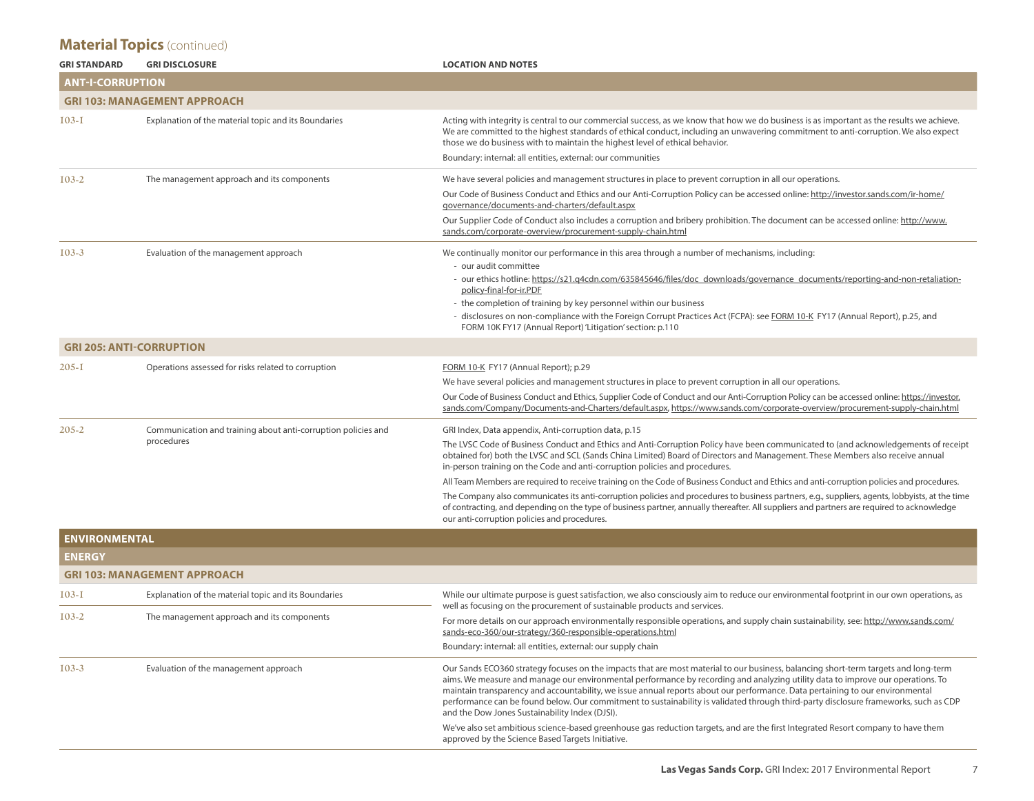## Material Topics (continued)

| GRI STANDARD | GRI DISCLOSURE | LOCATION AND NOTES |
|---|---|---|
| **ANT-I-CORRUPTION** | | |
| **GRI 103: MANAGEMENT APPROACH** | | |
| 103-1 | Explanation of the material topic and its Boundaries | Acting with integrity is central to our commercial success, as we know that how we do business is as important as the results we achieve. We are committed to the highest standards of ethical conduct, including an unwavering commitment to anti-corruption. We also expect those we do business with to maintain the highest level of ethical behavior.<br><br>Boundary: internal: all entities, external: our communities |
| 103-2 | The management approach and its components | We have several policies and management structures in place to prevent corruption in all our operations.<br><br>Our Code of Business Conduct and Ethics and our Anti-Corruption Policy can be accessed online: http://investor.sands.com/ir-home/governance/documents-and-charters/default.aspx<br><br>Our Supplier Code of Conduct also includes a corruption and bribery prohibition. The document can be accessed online: http://www.sands.com/corporate-overview/procurement-supply-chain.html |
| 103-3 | Evaluation of the management approach | We continually monitor our performance in this area through a number of mechanisms, including:<br>- our audit committee<br>- our ethics hotline: https://s21.q4cdn.com/635845646/files/doc_downloads/governance_documents/reporting-and-non-retaliation-policy-final-for-ir.PDF<br>- the completion of training by key personnel within our business<br>- disclosures on non-compliance with the Foreign Corrupt Practices Act (FCPA): see FORM 10-K FY17 (Annual Report), p.25, and FORM 10K FY17 (Annual Report) 'Litigation' section: p.110 |
| **GRI 205: ANTI-CORRUPTION** | | |
| 205-1 | Operations assessed for risks related to corruption | FORM 10-K FY17 (Annual Report); p.29<br><br>We have several policies and management structures in place to prevent corruption in all our operations.<br><br>Our Code of Business Conduct and Ethics, Supplier Code of Conduct and our Anti-Corruption Policy can be accessed online: https://investor.sands.com/Company/Documents-and-Charters/default.aspx, https://www.sands.com/corporate-overview/procurement-supply-chain.html |
| 205-2 | Communication and training about anti-corruption policies and procedures | GRI Index, Data appendix, Anti-corruption data, p.15<br><br>The LVSC Code of Business Conduct and Ethics and Anti-Corruption Policy have been communicated to (and acknowledgements of receipt obtained for) both the LVSC and SCL (Sands China Limited) Board of Directors and Management. These Members also receive annual in-person training on the Code and anti-corruption policies and procedures.<br><br>All Team Members are required to receive training on the Code of Business Conduct and Ethics and anti-corruption policies and procedures.<br><br>The Company also communicates its anti-corruption policies and procedures to business partners, e.g., suppliers, agents, lobbyists, at the time of contracting, and depending on the type of business partner, annually thereafter. All suppliers and partners are required to acknowledge our anti-corruption policies and procedures. |
| **ENVIRONMENTAL** | | |
| **ENERGY** | | |
| **GRI 103: MANAGEMENT APPROACH** | | |
| 103-1 | Explanation of the material topic and its Boundaries | While our ultimate purpose is guest satisfaction, we also consciously aim to reduce our environmental footprint in our own operations, as well as focusing on the procurement of sustainable products and services.<br><br>For more details on our approach environmentally responsible operations, and supply chain sustainability, see: http://www.sands.com/sands-eco-360/our-strategy/360-responsible-operations.html<br><br>Boundary: internal: all entities, external: our supply chain |
| 103-2 | The management approach and its components | |
| 103-3 | Evaluation of the management approach | Our Sands ECO360 strategy focuses on the impacts that are most material to our business, balancing short-term targets and long-term aims. We measure and manage our environmental performance by recording and analyzing utility data to improve our operations. To maintain transparency and accountability, we issue annual reports about our performance. Data pertaining to our environmental performance can be found below. Our commitment to sustainability is validated through third-party disclosure frameworks, such as CDP and the Dow Jones Sustainability Index (DJSI).<br><br>We've also set ambitious science-based greenhouse gas reduction targets, and are the first Integrated Resort company to have them approved by the Science Based Targets Initiative. |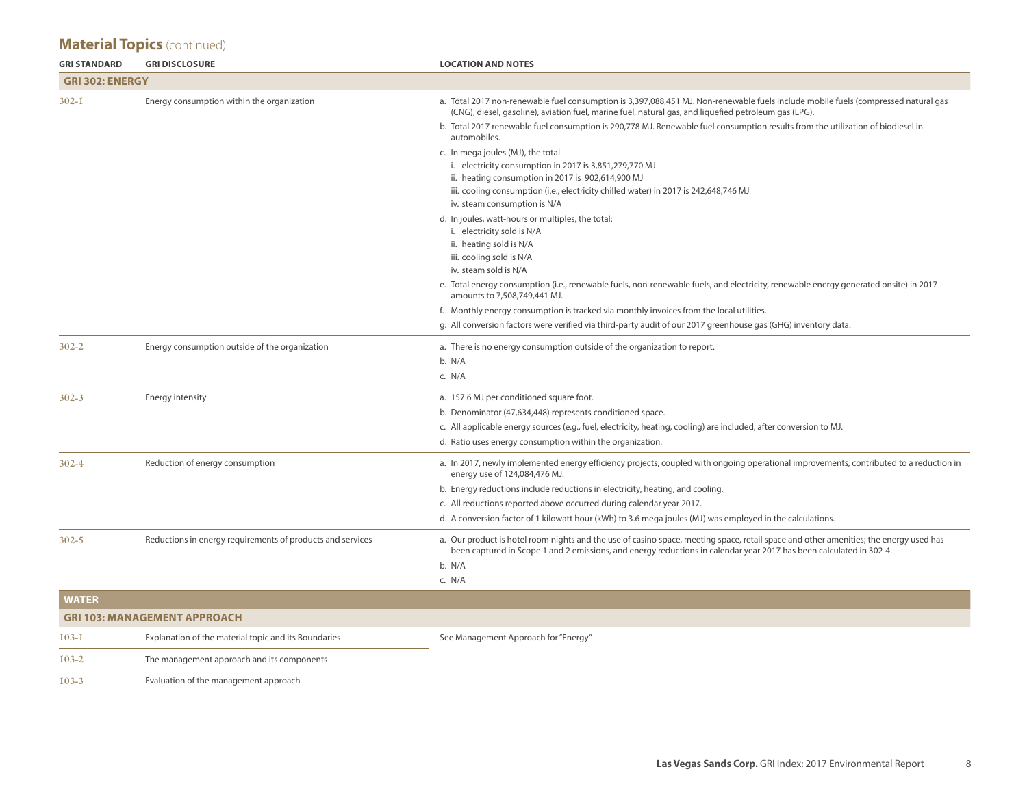## Material Topics (continued)

| GRI STANDARD | GRI DISCLOSURE | LOCATION AND NOTES |
|---|---|---|
| **GRI 302: ENERGY** | | |
| 302-1 | Energy consumption within the organization | a. Total 2017 non-renewable fuel consumption is 3,397,088,451 MJ. Non-renewable fuels include mobile fuels (compressed natural gas (CNG), diesel, gasoline), aviation fuel, marine fuel, natural gas, and liquefied petroleum gas (LPG).<br>b. Total 2017 renewable fuel consumption is 290,778 MJ. Renewable fuel consumption results from the utilization of biodiesel in automobiles.<br>c. In mega joules (MJ), the total<br>i. electricity consumption in 2017 is 3,851,279,770 MJ<br>ii. heating consumption in 2017 is 902,614,900 MJ<br>iii. cooling consumption (i.e., electricity chilled water) in 2017 is 242,648,746 MJ<br>iv. steam consumption is N/A<br>d. In joules, watt-hours or multiples, the total:<br>i. electricity sold is N/A<br>ii. heating sold is N/A<br>iii. cooling sold is N/A<br>iv. steam sold is N/A<br>e. Total energy consumption (i.e., renewable fuels, non-renewable fuels, and electricity, renewable energy generated onsite) in 2017 amounts to 7,508,749,441 MJ.<br>f. Monthly energy consumption is tracked via monthly invoices from the local utilities.<br>g. All conversion factors were verified via third-party audit of our 2017 greenhouse gas (GHG) inventory data. |
| 302-2 | Energy consumption outside of the organization | a. There is no energy consumption outside of the organization to report.<br>b. N/A<br>c. N/A |
| 302-3 | Energy intensity | a. 157.6 MJ per conditioned square foot.<br>b. Denominator (47,634,448) represents conditioned space.<br>c. All applicable energy sources (e.g., fuel, electricity, heating, cooling) are included, after conversion to MJ.<br>d. Ratio uses energy consumption within the organization. |
| 302-4 | Reduction of energy consumption | a. In 2017, newly implemented energy efficiency projects, coupled with ongoing operational improvements, contributed to a reduction in energy use of 124,084,476 MJ.<br>b. Energy reductions include reductions in electricity, heating, and cooling.<br>c. All reductions reported above occurred during calendar year 2017.<br>d. A conversion factor of 1 kilowatt hour (kWh) to 3.6 mega joules (MJ) was employed in the calculations. |
| 302-5 | Reductions in energy requirements of products and services | a. Our product is hotel room nights and the use of casino space, meeting space, retail space and other amenities; the energy used has been captured in Scope 1 and 2 emissions, and energy reductions in calendar year 2017 has been calculated in 302-4.<br>b. N/A<br>c. N/A |
| **WATER** | | |
| **GRI 103: MANAGEMENT APPROACH** | | |
| 103-1 | Explanation of the material topic and its Boundaries | See Management Approach for "Energy" |
| 103-2 | The management approach and its components | |
| 103-3 | Evaluation of the management approach | |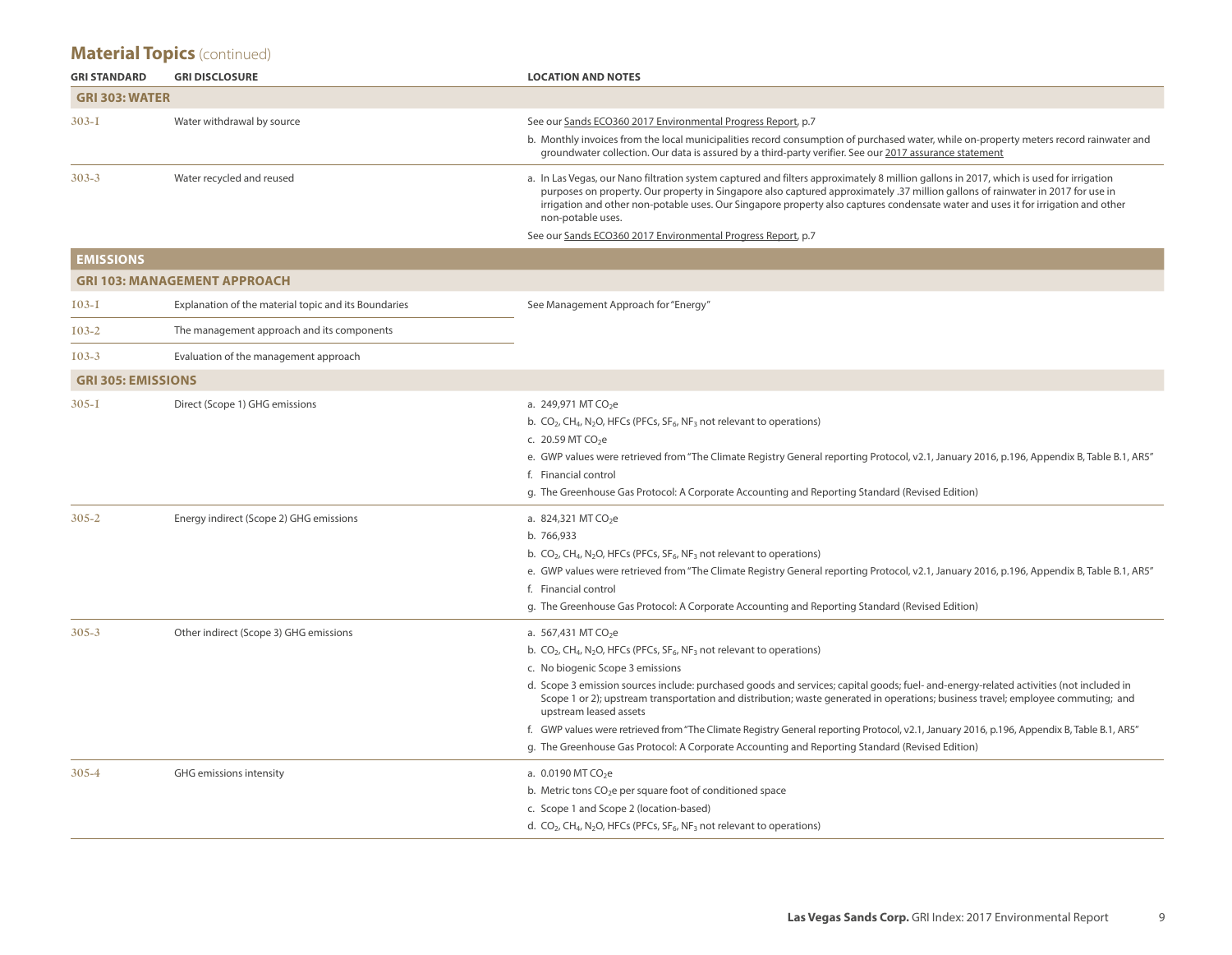## Material Topics (continued)

| GRI STANDARD | GRI DISCLOSURE | LOCATION AND NOTES |
|---|---|---|
| **GRI 303: WATER** | | |
| 303-1 | Water withdrawal by source | See our Sands ECO360 2017 Environmental Progress Report, p.7<br>b. Monthly invoices from the local municipalities record consumption of purchased water, while on-property meters record rainwater and groundwater collection. Our data is assured by a third-party verifier. See our 2017 assurance statement |
| 303-3 | Water recycled and reused | a. In Las Vegas, our Nano filtration system captured and filters approximately 8 million gallons in 2017, which is used for irrigation purposes on property. Our property in Singapore also captured approximately .37 million gallons of rainwater in 2017 for use in irrigation and other non-potable uses. Our Singapore property also captures condensate water and uses it for irrigation and other non-potable uses.<br>See our Sands ECO360 2017 Environmental Progress Report, p.7 |
| **EMISSIONS** | | |
| **GRI 103: MANAGEMENT APPROACH** | | |
| 103-1 | Explanation of the material topic and its Boundaries | See Management Approach for "Energy" |
| 103-2 | The management approach and its components | |
| 103-3 | Evaluation of the management approach | |
| **GRI 305: EMISSIONS** | | |
| 305-1 | Direct (Scope 1) GHG emissions | a. 249,971 MT $CO_2$e<br>b. $CO_2$, $CH_4$, $N_2O$, HFCs (PFCs, $SF_6$, $NF_3$ not relevant to operations)<br>c. 20.59 MT $CO_2$e<br>e. GWP values were retrieved from "The Climate Registry General reporting Protocol, v2.1, January 2016, p.196, Appendix B, Table B.1, AR5"<br>f. Financial control<br>g. The Greenhouse Gas Protocol: A Corporate Accounting and Reporting Standard (Revised Edition) |
| 305-2 | Energy indirect (Scope 2) GHG emissions | a. 824,321 MT $CO_2$e<br>b. 766,933<br>b. $CO_2$, $CH_4$, $N_2O$, HFCs (PFCs, $SF_6$, $NF_3$ not relevant to operations)<br>e. GWP values were retrieved from "The Climate Registry General reporting Protocol, v2.1, January 2016, p.196, Appendix B, Table B.1, AR5"<br>f. Financial control<br>g. The Greenhouse Gas Protocol: A Corporate Accounting and Reporting Standard (Revised Edition) |
| 305-3 | Other indirect (Scope 3) GHG emissions | a. 567,431 MT $CO_2$e<br>b. $CO_2$, $CH_4$, $N_2O$, HFCs (PFCs, $SF_6$, $NF_3$ not relevant to operations)<br>c. No biogenic Scope 3 emissions<br>d. Scope 3 emission sources include: purchased goods and services; capital goods; fuel- and-energy-related activities (not included in Scope 1 or 2); upstream transportation and distribution; waste generated in operations; business travel; employee commuting; and upstream leased assets<br>f. GWP values were retrieved from "The Climate Registry General reporting Protocol, v2.1, January 2016, p.196, Appendix B, Table B.1, AR5"<br>g. The Greenhouse Gas Protocol: A Corporate Accounting and Reporting Standard (Revised Edition) |
| 305-4 | GHG emissions intensity | a. 0.0190 MT $CO_2$e<br>b. Metric tons $CO_2$e per square foot of conditioned space<br>c. Scope 1 and Scope 2 (location-based)<br>d. $CO_2$, $CH_4$, $N_2O$, HFCs (PFCs, $SF_6$, $NF_3$ not relevant to operations) |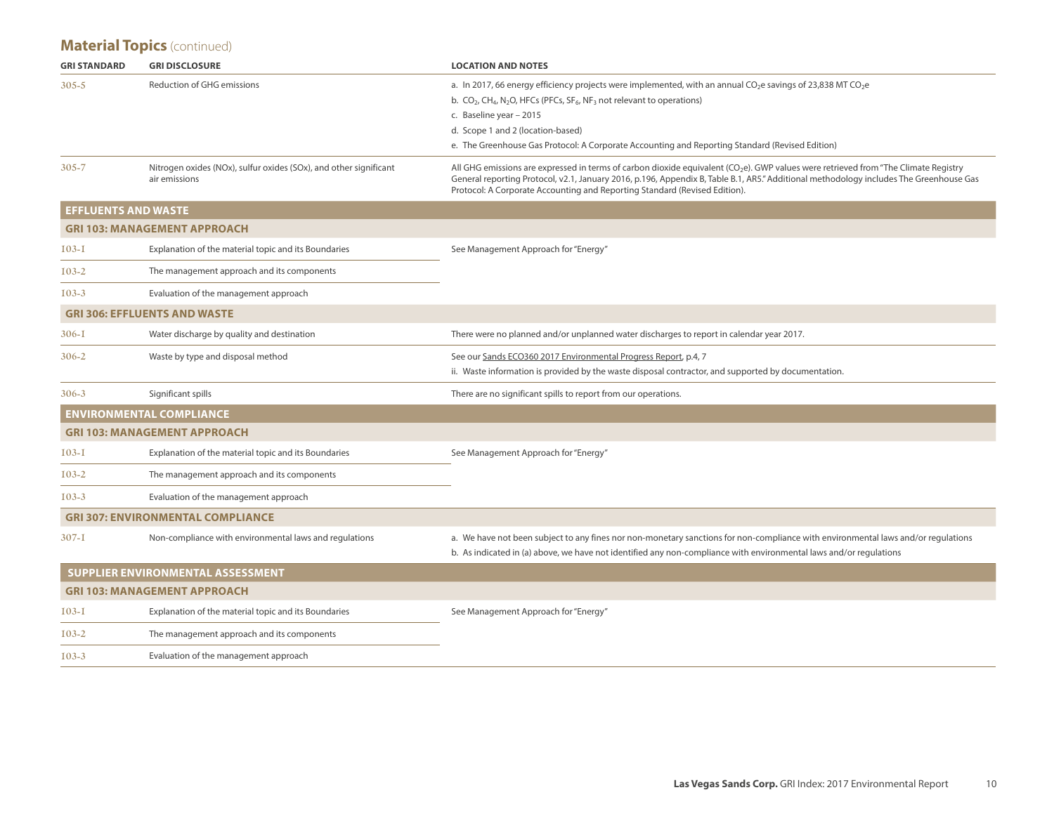## Material Topics (continued)

| GRI STANDARD | GRI DISCLOSURE | LOCATION AND NOTES |
| --- | --- | --- |
| 305-5 | Reduction of GHG emissions | a. In 2017, 66 energy efficiency projects were implemented, with an annual $CO_2e$ savings of 23,838 MT $CO_2e$<br>b. $CO_2$, $CH_4$, $N_2O$, HFCs (PFCs, $SF_6$, $NF_3$ not relevant to operations)<br>c. Baseline year – 2015<br>d. Scope 1 and 2 (location-based)<br>e. The Greenhouse Gas Protocol: A Corporate Accounting and Reporting Standard (Revised Edition) |
| 305-7 | Nitrogen oxides (NOx), sulfur oxides (SOx), and other significant air emissions | All GHG emissions are expressed in terms of carbon dioxide equivalent ($CO_2e$). GWP values were retrieved from "The Climate Registry General reporting Protocol, v2.1, January 2016, p.196, Appendix B, Table B.1, AR5." Additional methodology includes The Greenhouse Gas Protocol: A Corporate Accounting and Reporting Standard (Revised Edition). |
| **EFFLUENTS AND WASTE** | | |
| **GRI 103: MANAGEMENT APPROACH** | | |
| 103-1 | Explanation of the material topic and its Boundaries | See Management Approach for "Energy" |
| 103-2 | The management approach and its components | |
| 103-3 | Evaluation of the management approach | |
| **GRI 306: EFFLUENTS AND WASTE** | | |
| 306-1 | Water discharge by quality and destination | There were no planned and/or unplanned water discharges to report in calendar year 2017. |
| 306-2 | Waste by type and disposal method | See our Sands ECO360 2017 Environmental Progress Report, p.4, 7<br>ii. Waste information is provided by the waste disposal contractor, and supported by documentation. |
| 306-3 | Significant spills | There are no significant spills to report from our operations. |
| **ENVIRONMENTAL COMPLIANCE** | | |
| **GRI 103: MANAGEMENT APPROACH** | | |
| 103-1 | Explanation of the material topic and its Boundaries | See Management Approach for "Energy" |
| 103-2 | The management approach and its components | |
| 103-3 | Evaluation of the management approach | |
| **GRI 307: ENVIRONMENTAL COMPLIANCE** | | |
| 307-1 | Non-compliance with environmental laws and regulations | a. We have not been subject to any fines nor non-monetary sanctions for non-compliance with environmental laws and/or regulations<br>b. As indicated in (a) above, we have not identified any non-compliance with environmental laws and/or regulations |
| **SUPPLIER ENVIRONMENTAL ASSESSMENT** | | |
| **GRI 103: MANAGEMENT APPROACH** | | |
| 103-1 | Explanation of the material topic and its Boundaries | See Management Approach for "Energy" |
| 103-2 | The management approach and its components | |
| 103-3 | Evaluation of the management approach | |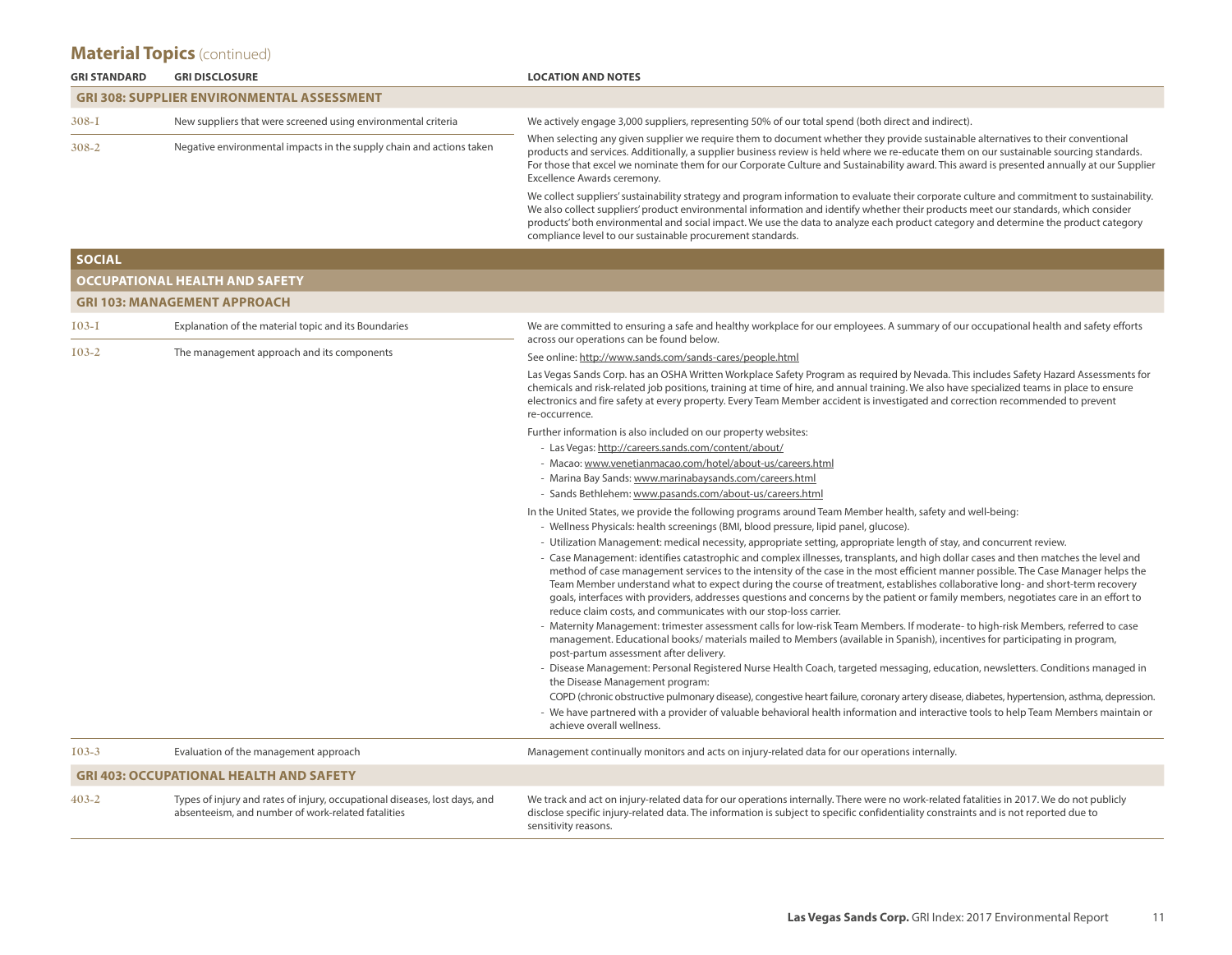## Material Topics (continued)

| GRI STANDARD | GRI DISCLOSURE | LOCATION AND NOTES |
|---|---|---|
| **GRI 308: SUPPLIER ENVIRONMENTAL ASSESSMENT** | | |
| 308-1 | New suppliers that were screened using environmental criteria | We actively engage 3,000 suppliers, representing 50% of our total spend (both direct and indirect). |
| 308-2 | Negative environmental impacts in the supply chain and actions taken | When selecting any given supplier we require them to document whether they provide sustainable alternatives to their conventional products and services. Additionally, a supplier business review is held where we re-educate them on our sustainable sourcing standards. For those that excel we nominate them for our Corporate Culture and Sustainability award. This award is presented annually at our Supplier Excellence Awards ceremony.<br><br>We collect suppliers' sustainability strategy and program information to evaluate their corporate culture and commitment to sustainability. We also collect suppliers' product environmental information and identify whether their products meet our standards, which consider products' both environmental and social impact. We use the data to analyze each product category and determine the product category compliance level to our sustainable procurement standards. |
| **SOCIAL** | | |
| **OCCUPATIONAL HEALTH AND SAFETY** | | |
| **GRI 103: MANAGEMENT APPROACH** | | |
| 103-1 | Explanation of the material topic and its Boundaries | We are committed to ensuring a safe and healthy workplace for our employees. A summary of our occupational health and safety efforts across our operations can be found below. |
| 103-2 | The management approach and its components | See online: http://www.sands.com/sands-cares/people.html<br><br>Las Vegas Sands Corp. has an OSHA Written Workplace Safety Program as required by Nevada. This includes Safety Hazard Assessments for chemicals and risk-related job positions, training at time of hire, and annual training. We also have specialized teams in place to ensure electronics and fire safety at every property. Every Team Member accident is investigated and correction recommended to prevent re-occurrence.<br><br>Further information is also included on our property websites:<br>- Las Vegas: http://careers.sands.com/content/about/<br>- Macao: www.venetianmacao.com/hotel/about-us/careers.html<br>- Marina Bay Sands: www.marinabaysands.com/careers.html<br>- Sands Bethlehem: www.pasands.com/about-us/careers.html<br><br>In the United States, we provide the following programs around Team Member health, safety and well-being:<br>- Wellness Physicals: health screenings (BMI, blood pressure, lipid panel, glucose).<br>- Utilization Management: medical necessity, appropriate setting, appropriate length of stay, and concurrent review.<br>- Case Management: identifies catastrophic and complex illnesses, transplants, and high dollar cases and then matches the level and method of case management services to the intensity of the case in the most efficient manner possible. The Case Manager helps the Team Member understand what to expect during the course of treatment, establishes collaborative long- and short-term recovery goals, interfaces with providers, addresses questions and concerns by the patient or family members, negotiates care in an effort to reduce claim costs, and communicates with our stop-loss carrier.<br>- Maternity Management: trimester assessment calls for low-risk Team Members. If moderate- to high-risk Members, referred to case management. Educational books/ materials mailed to Members (available in Spanish), incentives for participating in program, post-partum assessment after delivery.<br>- Disease Management: Personal Registered Nurse Health Coach, targeted messaging, education, newsletters. Conditions managed in the Disease Management program:<br>COPD (chronic obstructive pulmonary disease), congestive heart failure, coronary artery disease, diabetes, hypertension, asthma, depression.<br>- We have partnered with a provider of valuable behavioral health information and interactive tools to help Team Members maintain or achieve overall wellness. |
| 103-3 | Evaluation of the management approach | Management continually monitors and acts on injury-related data for our operations internally. |
| **GRI 403: OCCUPATIONAL HEALTH AND SAFETY** | | |
| 403-2 | Types of injury and rates of injury, occupational diseases, lost days, and absenteeism, and number of work-related fatalities | We track and act on injury-related data for our operations internally. There were no work-related fatalities in 2017. We do not publicly disclose specific injury-related data. The information is subject to specific confidentiality constraints and is not reported due to sensitivity reasons. |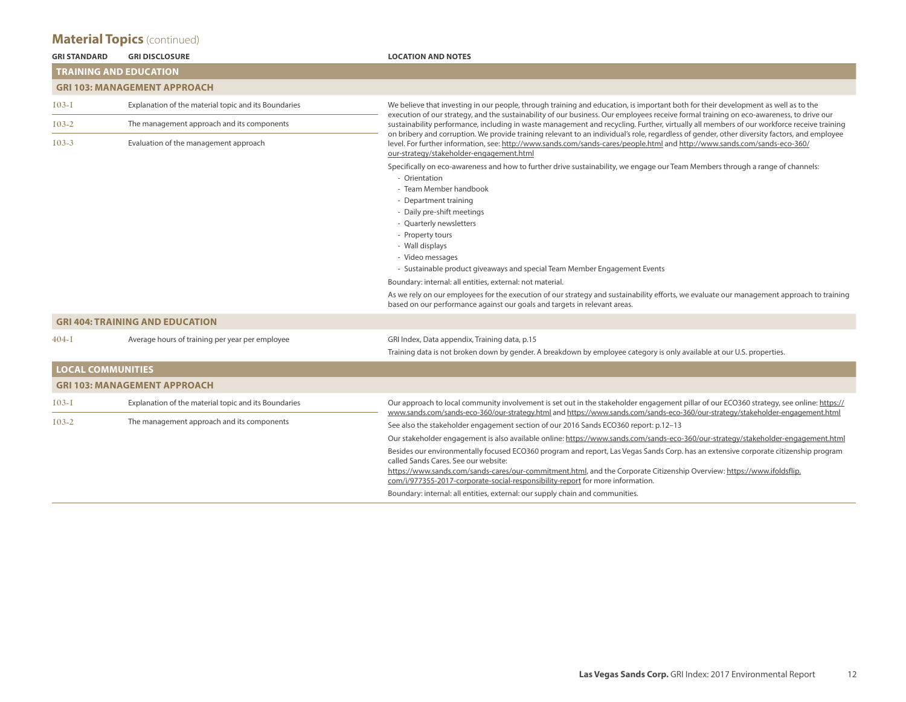## Material Topics (continued)

| GRI STANDARD | GRI DISCLOSURE | LOCATION AND NOTES |
|---|---|---|
| **TRAINING AND EDUCATION** | | |
| **GRI 103: MANAGEMENT APPROACH** | | |
| 103-1 | Explanation of the material topic and its Boundaries | We believe that investing in our people, through training and education, is important both for their development as well as to the execution of our strategy, and the sustainability of our business. Our employees receive formal training on eco-awareness, to drive our sustainability performance, including in waste management and recycling. Further, virtually all members of our workforce receive training on bribery and corruption. We provide training relevant to an individual's role, regardless of gender, other diversity factors, and employee level. For further information, see: http://www.sands.com/sands-cares/people.html and http://www.sands.com/sands-eco-360/our-strategy/stakeholder-engagement.html<br><br>Specifically on eco-awareness and how to further drive sustainability, we engage our Team Members through a range of channels:<br>- Orientation<br>- Team Member handbook<br>- Department training<br>- Daily pre-shift meetings<br>- Quarterly newsletters<br>- Property tours<br>- Wall displays<br>- Video messages<br>- Sustainable product giveaways and special Team Member Engagement Events<br><br>Boundary: internal: all entities, external: not material.<br><br>As we rely on our employees for the execution of our strategy and sustainability efforts, we evaluate our management approach to training based on our performance against our goals and targets in relevant areas. |
| 103-2 | The management approach and its components | |
| 103-3 | Evaluation of the management approach | |
| **GRI 404: TRAINING AND EDUCATION** | | |
| 404-1 | Average hours of training per year per employee | GRI Index, Data appendix, Training data, p.15<br><br>Training data is not broken down by gender. A breakdown by employee category is only available at our U.S. properties. |
| **LOCAL COMMUNITIES** | | |
| **GRI 103: MANAGEMENT APPROACH** | | |
| 103-1 | Explanation of the material topic and its Boundaries | Our approach to local community involvement is set out in the stakeholder engagement pillar of our ECO360 strategy, see online: https://www.sands.com/sands-eco-360/our-strategy.html and https://www.sands.com/sands-eco-360/our-strategy/stakeholder-engagement.html<br><br>See also the stakeholder engagement section of our 2016 Sands ECO360 report: p.12–13<br><br>Our stakeholder engagement is also available online: https://www.sands.com/sands-eco-360/our-strategy/stakeholder-engagement.html<br><br>Besides our environmentally focused ECO360 program and report, Las Vegas Sands Corp. has an extensive corporate citizenship program called Sands Cares. See our website:<br>https://www.sands.com/sands-cares/our-commitment.html, and the Corporate Citizenship Overview: https://www.ifoldsflip.com/i/977355-2017-corporate-social-responsibility-report for more information.<br><br>Boundary: internal: all entities, external: our supply chain and communities. |
| 103-2 | The management approach and its components | |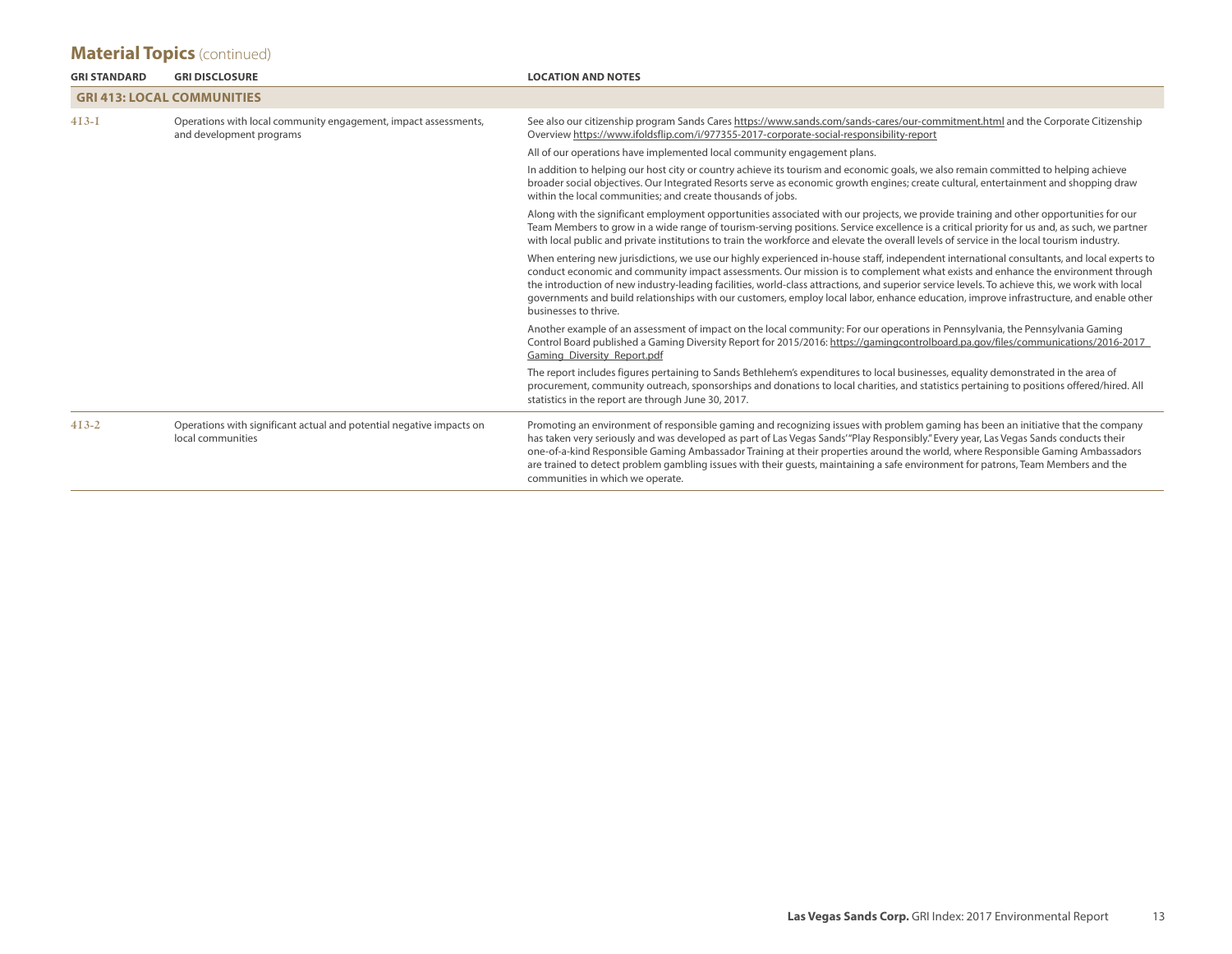## Material Topics (continued)

| GRI STANDARD | GRI DISCLOSURE | LOCATION AND NOTES |
|---|---|---|
| **GRI 413: LOCAL COMMUNITIES** | | |
| 413-1 | Operations with local community engagement, impact assessments, and development programs | See also our citizenship program Sands Cares https://www.sands.com/sands-cares/our-commitment.html and the Corporate Citizenship Overview https://www.ifoldsflip.com/i/977355-2017-corporate-social-responsibility-report<br><br>All of our operations have implemented local community engagement plans.<br><br>In addition to helping our host city or country achieve its tourism and economic goals, we also remain committed to helping achieve broader social objectives. Our Integrated Resorts serve as economic growth engines; create cultural, entertainment and shopping draw within the local communities; and create thousands of jobs.<br><br>Along with the significant employment opportunities associated with our projects, we provide training and other opportunities for our Team Members to grow in a wide range of tourism-serving positions. Service excellence is a critical priority for us and, as such, we partner with local public and private institutions to train the workforce and elevate the overall levels of service in the local tourism industry.<br><br>When entering new jurisdictions, we use our highly experienced in-house staff, independent international consultants, and local experts to conduct economic and community impact assessments. Our mission is to complement what exists and enhance the environment through the introduction of new industry-leading facilities, world-class attractions, and superior service levels. To achieve this, we work with local governments and build relationships with our customers, employ local labor, enhance education, improve infrastructure, and enable other businesses to thrive.<br><br>Another example of an assessment of impact on the local community: For our operations in Pennsylvania, the Pennsylvania Gaming Control Board published a Gaming Diversity Report for 2015/2016: https://gamingcontrolboard.pa.gov/files/communications/2016-2017_Gaming_Diversity_Report.pdf<br><br>The report includes figures pertaining to Sands Bethlehem's expenditures to local businesses, equality demonstrated in the area of procurement, community outreach, sponsorships and donations to local charities, and statistics pertaining to positions offered/hired. All statistics in the report are through June 30, 2017. |
| 413-2 | Operations with significant actual and potential negative impacts on local communities | Promoting an environment of responsible gaming and recognizing issues with problem gaming has been an initiative that the company has taken very seriously and was developed as part of Las Vegas Sands' "Play Responsibly." Every year, Las Vegas Sands conducts their one-of-a-kind Responsible Gaming Ambassador Training at their properties around the world, where Responsible Gaming Ambassadors are trained to detect problem gambling issues with their guests, maintaining a safe environment for patrons, Team Members and the communities in which we operate. |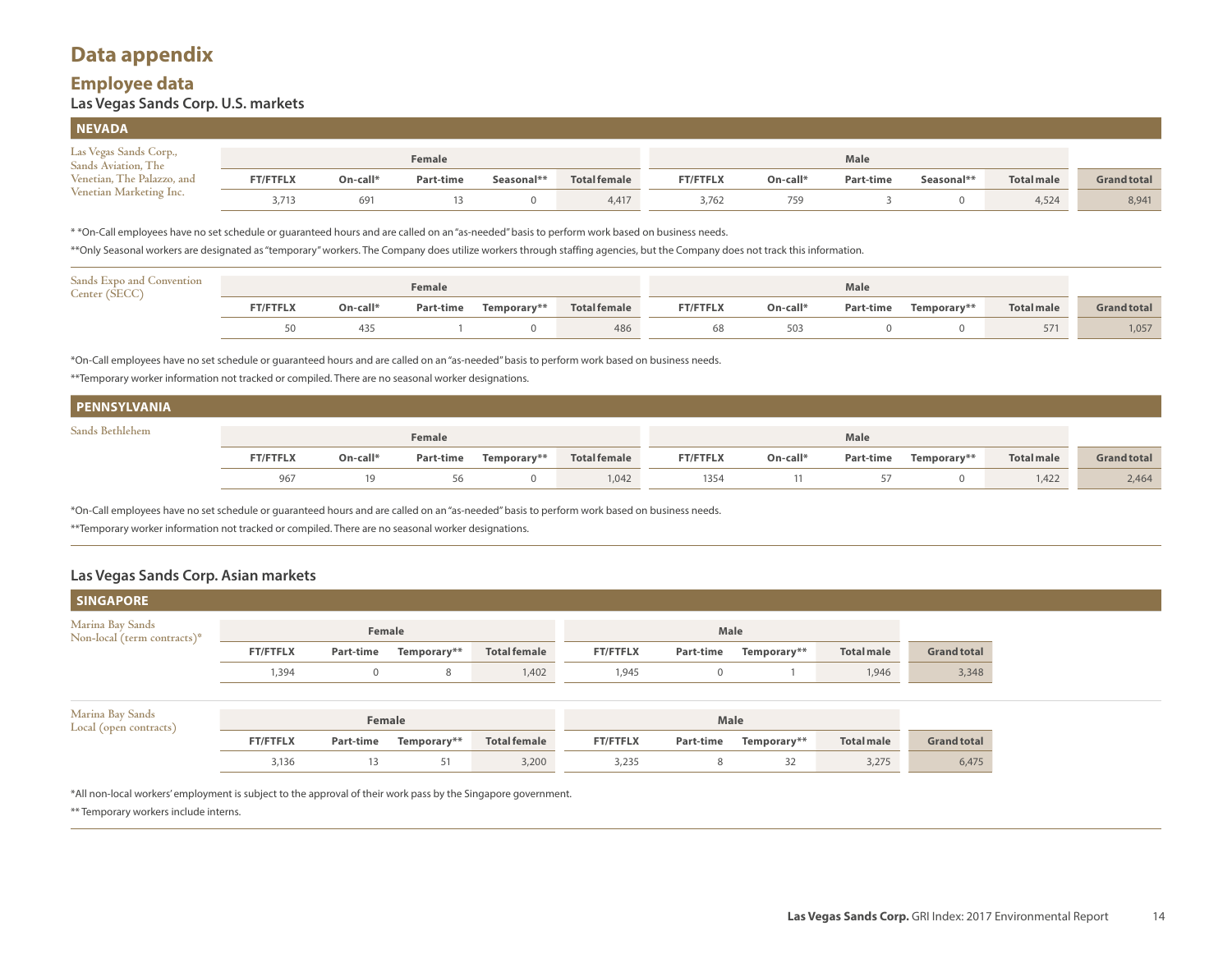# Data appendix

## Employee data

### Las Vegas Sands Corp. U.S. markets

#### NEVADA

| Las Vegas Sands Corp., Sands Aviation, The Venetian, The Palazzo, and Venetian Marketing Inc. | Female | | | | | Male | | | | | |
|---|---|---|---|---|---|---|---|---|---|---|---|
| | FT/FTFLX | On-call* | Part-time | Seasonal** | Total female | FT/FTFLX | On-call* | Part-time | Seasonal** | Total male | Grand total |
| | 3,713 | 691 | 13 | 0 | 4,417 | 3,762 | 759 | 3 | 0 | 4,524 | 8,941 |

* *On-Call employees have no set schedule or guaranteed hours and are called on an "as-needed" basis to perform work based on business needs.

**Only Seasonal workers are designated as "temporary" workers. The Company does utilize workers through staffing agencies, but the Company does not track this information.

| Sands Expo and Convention Center (SECC) | Female | | | | | Male | | | | | |
|---|---|---|---|---|---|---|---|---|---|---|---|
| | FT/FTFLX | On-call* | Part-time | Temporary** | Total female | FT/FTFLX | On-call* | Part-time | Temporary** | Total male | Grand total |
| | 50 | 435 | 1 | 0 | 486 | 68 | 503 | 0 | 0 | 571 | 1,057 |

*On-Call employees have no set schedule or guaranteed hours and are called on an "as-needed" basis to perform work based on business needs.

**Temporary worker information not tracked or compiled. There are no seasonal worker designations.

#### PENNSYLVANIA

| Sands Bethlehem | Female | | | | | Male | | | | | |
|---|---|---|---|---|---|---|---|---|---|---|---|
| | FT/FTFLX | On-call* | Part-time | Temporary** | Total female | FT/FTFLX | On-call* | Part-time | Temporary** | Total male | Grand total |
| | 967 | 19 | 56 | 0 | 1,042 | 1354 | 11 | 57 | 0 | 1,422 | 2,464 |

*On-Call employees have no set schedule or guaranteed hours and are called on an "as-needed" basis to perform work based on business needs.

**Temporary worker information not tracked or compiled. There are no seasonal worker designations.

### Las Vegas Sands Corp. Asian markets

#### SINGAPORE

| Marina Bay Sands Non-local (term contracts)* | Female | | | | Male | | | | |
|---|---|---|---|---|---|---|---|---|---|
| | FT/FTFLX | Part-time | Temporary** | Total female | FT/FTFLX | Part-time | Temporary** | Total male | Grand total |
| | 1,394 | 0 | 8 | 1,402 | 1,945 | 0 | 1 | 1,946 | 3,348 |

| Marina Bay Sands Local (open contracts) | Female | | | | Male | | | | |
|---|---|---|---|---|---|---|---|---|---|
| | FT/FTFLX | Part-time | Temporary** | Total female | FT/FTFLX | Part-time | Temporary** | Total male | Grand total |
| | 3,136 | 13 | 51 | 3,200 | 3,235 | 8 | 32 | 3,275 | 6,475 |

*All non-local workers' employment is subject to the approval of their work pass by the Singapore government.

** Temporary workers include interns.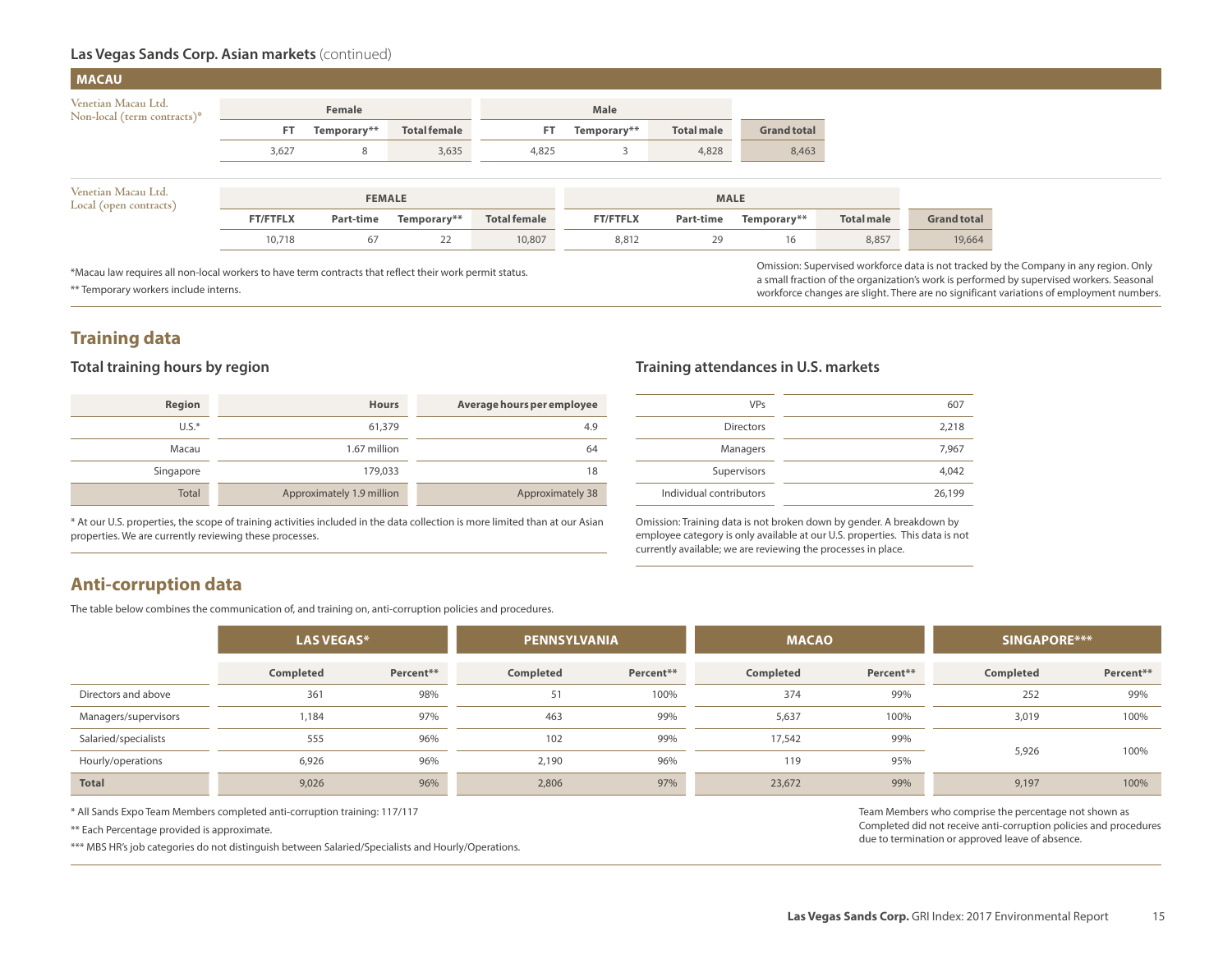**Las Vegas Sands Corp. Asian markets** (continued)

## MACAU

Venetian Macau Ltd.
Non-local (term contracts)*

| Female | | | Male | | | |
|---|---|---|---|---|---|---|
| FT | Temporary** | Total female | FT | Temporary** | Total male | Grand total |
| 3,627 | 8 | 3,635 | 4,825 | 3 | 4,828 | 8,463 |

Venetian Macau Ltd.
Local (open contracts)

| FEMALE | | | | MALE | | | | |
|---|---|---|---|---|---|---|---|---|
| FT/FTFLX | Part-time | Temporary** | Total female | FT/FTFLX | Part-time | Temporary** | Total male | Grand total |
| 10,718 | 67 | 22 | 10,807 | 8,812 | 29 | 16 | 8,857 | 19,664 |

*Macau law requires all non-local workers to have term contracts that reflect their work permit status.

** Temporary workers include interns.

Omission: Supervised workforce data is not tracked by the Company in any region. Only a small fraction of the organization's work is performed by supervised workers. Seasonal workforce changes are slight. There are no significant variations of employment numbers.

## Training data

### Total training hours by region

| Region | Hours | Average hours per employee |
|---|---|---|
| U.S.* | 61,379 | 4.9 |
| Macau | 1.67 million | 64 |
| Singapore | 179,033 | 18 |
| Total | Approximately 1.9 million | Approximately 38 |

* At our U.S. properties, the scope of training activities included in the data collection is more limited than at our Asian properties. We are currently reviewing these processes.

### Training attendances in U.S. markets

| | |
|---|---|
| VPs | 607 |
| Directors | 2,218 |
| Managers | 7,967 |
| Supervisors | 4,042 |
| Individual contributors | 26,199 |

Omission: Training data is not broken down by gender. A breakdown by employee category is only available at our U.S. properties. This data is not currently available; we are reviewing the processes in place.

## Anti-corruption data

The table below combines the communication of, and training on, anti-corruption policies and procedures.

| | LAS VEGAS* | | PENNSYLVANIA | | MACAO | | SINGAPORE*** | |
|---|---|---|---|---|---|---|---|---|
| | Completed | Percent** | Completed | Percent** | Completed | Percent** | Completed | Percent** |
| Directors and above | 361 | 98% | 51 | 100% | 374 | 99% | 252 | 99% |
| Managers/supervisors | 1,184 | 97% | 463 | 99% | 5,637 | 100% | 3,019 | 100% |
| Salaried/specialists | 555 | 96% | 102 | 99% | 17,542 | 99% | 5,926 | 100% |
| Hourly/operations | 6,926 | 96% | 2,190 | 96% | 119 | 95% | | |
| **Total** | 9,026 | 96% | 2,806 | 97% | 23,672 | 99% | 9,197 | 100% |

* All Sands Expo Team Members completed anti-corruption training: 117/117

** Each Percentage provided is approximate.

*** MBS HR's job categories do not distinguish between Salaried/Specialists and Hourly/Operations.

Team Members who comprise the percentage not shown as Completed did not receive anti-corruption policies and procedures due to termination or approved leave of absence.